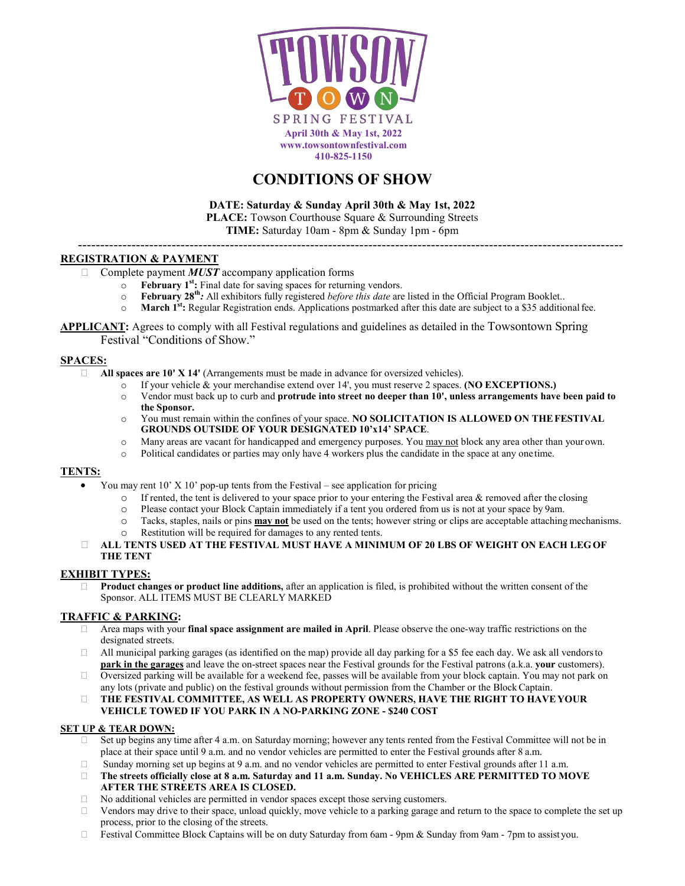# TOWSON TOWN SPRING FESTIVAL

**April 30th & May 1st, 2022**
**www.towsontownfestival.com**
**410-825-1150**

# CONDITIONS OF SHOW

**DATE: Saturday & Sunday April 30th & May 1st, 2022**
**PLACE:** Towson Courthouse Square & Surrounding Streets
**TIME:** Saturday 10am - 8pm & Sunday 1pm - 6pm

---

## REGISTRATION & PAYMENT

- Complete payment ***MUST*** accompany application forms
  - **February 1st:** Final date for saving spaces for returning vendors.
  - **February 28th:** All exhibitors fully registered *before this date* are listed in the Official Program Booklet..
  - **March 1st:** Regular Registration ends. Applications postmarked after this date are subject to a $35 additional fee.

**APPLICANT:** Agrees to comply with all Festival regulations and guidelines as detailed in the Towsontown Spring Festival "Conditions of Show."

## SPACES:

- **All spaces are 10' X 14'** (Arrangements must be made in advance for oversized vehicles).
  - If your vehicle & your merchandise extend over 14', you must reserve 2 spaces. **(NO EXCEPTIONS.)**
  - Vendor must back up to curb and **protrude into street no deeper than 10', unless arrangements have been paid to the Sponsor.**
  - You must remain within the confines of your space. **NO SOLICITATION IS ALLOWED ON THE FESTIVAL GROUNDS OUTSIDE OF YOUR DESIGNATED 10'x14' SPACE**.
  - Many areas are vacant for handicapped and emergency purposes. You may not block any area other than your own.
  - Political candidates or parties may only have 4 workers plus the candidate in the space at any one time.

## TENTS:

- You may rent 10' X 10' pop-up tents from the Festival – see application for pricing
  - If rented, the tent is delivered to your space prior to your entering the Festival area & removed after the closing
  - Please contact your Block Captain immediately if a tent you ordered from us is not at your space by 9am.
  - Tacks, staples, nails or pins **may not** be used on the tents; however string or clips are acceptable attaching mechanisms.
  - Restitution will be required for damages to any rented tents.
- **ALL TENTS USED AT THE FESTIVAL MUST HAVE A MINIMUM OF 20 LBS OF WEIGHT ON EACH LEG OF THE TENT**

## EXHIBIT TYPES:

- **Product changes or product line additions,** after an application is filed, is prohibited without the written consent of the Sponsor. ALL ITEMS MUST BE CLEARLY MARKED

## TRAFFIC & PARKING:

- Area maps with your **final space assignment are mailed in April**. Please observe the one-way traffic restrictions on the designated streets.
- All municipal parking garages (as identified on the map) provide all day parking for a $5 fee each day. We ask all vendors to **park in the garages** and leave the on-street spaces near the Festival grounds for the Festival patrons (a.k.a. **your** customers).
- Oversized parking will be available for a weekend fee, passes will be available from your block captain. You may not park on any lots (private and public) on the festival grounds without permission from the Chamber or the Block Captain.
- **THE FESTIVAL COMMITTEE, AS WELL AS PROPERTY OWNERS, HAVE THE RIGHT TO HAVE YOUR VEHICLE TOWED IF YOU PARK IN A NO-PARKING ZONE - $240 COST**

## SET UP & TEAR DOWN:

- Set up begins any time after 4 a.m. on Saturday morning; however any tents rented from the Festival Committee will not be in place at their space until 9 a.m. and no vendor vehicles are permitted to enter the Festival grounds after 8 a.m.
- Sunday morning set up begins at 9 a.m. and no vendor vehicles are permitted to enter Festival grounds after 11 a.m.
- **The streets officially close at 8 a.m. Saturday and 11 a.m. Sunday. No VEHICLES ARE PERMITTED TO MOVE AFTER THE STREETS AREA IS CLOSED.**
- No additional vehicles are permitted in vendor spaces except those serving customers.
- Vendors may drive to their space, unload quickly, move vehicle to a parking garage and return to the space to complete the set up process, prior to the closing of the streets.
- Festival Committee Block Captains will be on duty Saturday from 6am - 9pm & Sunday from 9am - 7pm to assist you.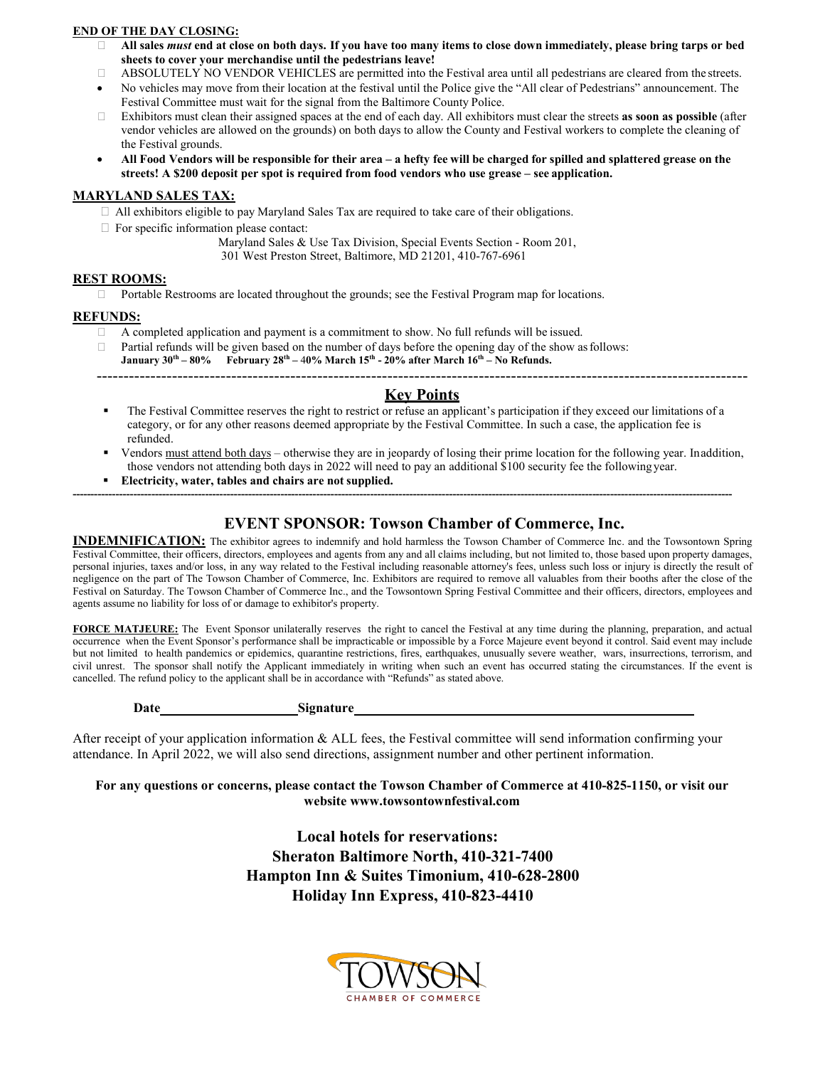**END OF THE DAY CLOSING:**

- **All sales *must* end at close on both days. If you have too many items to close down immediately, please bring tarps or bed sheets to cover your merchandise until the pedestrians leave!**
- ABSOLUTELY NO VENDOR VEHICLES are permitted into the Festival area until all pedestrians are cleared from the streets.
- No vehicles may move from their location at the festival until the Police give the "All clear of Pedestrians" announcement. The Festival Committee must wait for the signal from the Baltimore County Police.
- Exhibitors must clean their assigned spaces at the end of each day. All exhibitors must clear the streets **as soon as possible** (after vendor vehicles are allowed on the grounds) on both days to allow the County and Festival workers to complete the cleaning of the Festival grounds.
- **All Food Vendors will be responsible for their area – a hefty fee will be charged for spilled and splattered grease on the streets! A $200 deposit per spot is required from food vendors who use grease – see application.**

**MARYLAND SALES TAX:**

- All exhibitors eligible to pay Maryland Sales Tax are required to take care of their obligations.
- For specific information please contact:

  Maryland Sales & Use Tax Division, Special Events Section - Room 201,
  301 West Preston Street, Baltimore, MD 21201, 410-767-6961

**REST ROOMS:**

- Portable Restrooms are located throughout the grounds; see the Festival Program map for locations.

**REFUNDS:**

- A completed application and payment is a commitment to show. No full refunds will be issued.
- Partial refunds will be given based on the number of days before the opening day of the show as follows:
  **January 30th – 80% February 28th – 40% March 15th - 20% after March 16th – No Refunds.**

---

## Key Points

- The Festival Committee reserves the right to restrict or refuse an applicant's participation if they exceed our limitations of a category, or for any other reasons deemed appropriate by the Festival Committee. In such a case, the application fee is refunded.
- Vendors must attend both days – otherwise they are in jeopardy of losing their prime location for the following year. In addition, those vendors not attending both days in 2022 will need to pay an additional $100 security fee the following year.
- **Electricity, water, tables and chairs are not supplied.**

---

## EVENT SPONSOR: Towson Chamber of Commerce, Inc.

**INDEMNIFICATION:** The exhibitor agrees to indemnify and hold harmless the Towson Chamber of Commerce Inc. and the Towsontown Spring Festival Committee, their officers, directors, employees and agents from any and all claims including, but not limited to, those based upon property damages, personal injuries, taxes and/or loss, in any way related to the Festival including reasonable attorney's fees, unless such loss or injury is directly the result of negligence on the part of The Towson Chamber of Commerce, Inc. Exhibitors are required to remove all valuables from their booths after the close of the Festival on Saturday. The Towson Chamber of Commerce Inc., and the Towsontown Spring Festival Committee and their officers, directors, employees and agents assume no liability for loss of or damage to exhibitor's property.

**FORCE MATJEURE:** The Event Sponsor unilaterally reserves the right to cancel the Festival at any time during the planning, preparation, and actual occurrence when the Event Sponsor's performance shall be impracticable or impossible by a Force Majeure event beyond it control. Said event may include but not limited to health pandemics or epidemics, quarantine restrictions, fires, earthquakes, unusually severe weather, wars, insurrections, terrorism, and civil unrest. The sponsor shall notify the Applicant immediately in writing when such an event has occurred stating the circumstances. If the event is cancelled. The refund policy to the applicant shall be in accordance with "Refunds" as stated above.

**Date**\_\_\_\_\_\_\_\_\_\_\_\_\_\_\_\_\_\_\_\_ **Signature**\_\_\_\_\_\_\_\_\_\_\_\_\_\_\_\_\_\_\_\_\_\_\_\_\_\_\_\_\_\_\_\_\_\_\_\_\_\_\_\_\_\_\_\_

After receipt of your application information & ALL fees, the Festival committee will send information confirming your attendance. In April 2022, we will also send directions, assignment number and other pertinent information.

**For any questions or concerns, please contact the Towson Chamber of Commerce at 410-825-1150, or visit our website www.towsontownfestival.com**

**Local hotels for reservations:**
**Sheraton Baltimore North, 410-321-7400**
**Hampton Inn & Suites Timonium, 410-628-2800**
**Holiday Inn Express, 410-823-4410**

TOWSON
CHAMBER OF COMMERCE